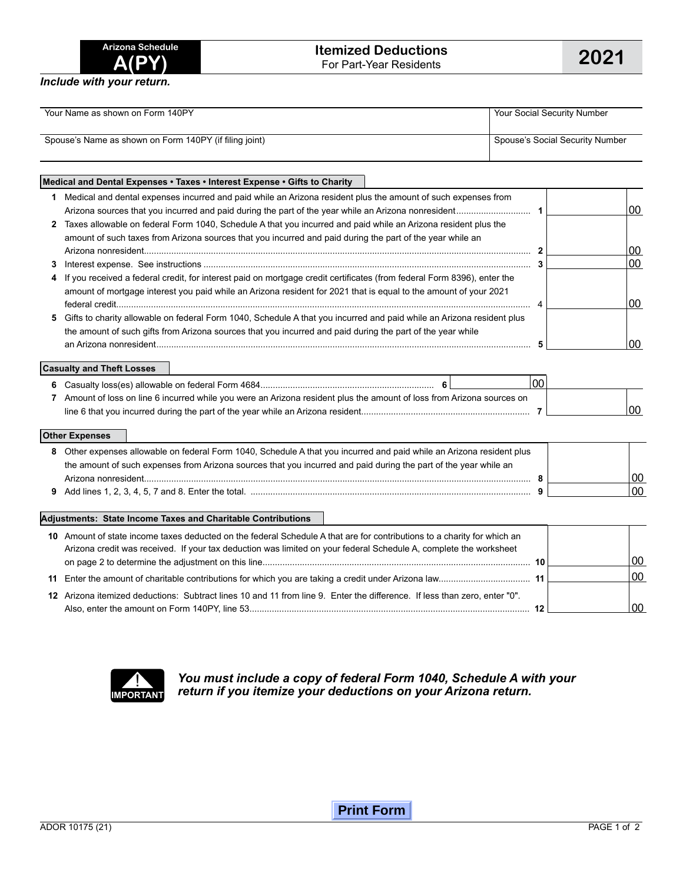# Arizona Schedule A(PY)

## Itemized Deductions
For Part-Year Residents

**2021**

***Include with your return.***

| Your Name as shown on Form 140PY | Your Social Security Number |
|---|---|
| Spouse's Name as shown on Form 140PY (if filing joint) | Spouse's Social Security Number |

### Medical and Dental Expenses • Taxes • Interest Expense • Gifts to Charity

| | | | |
|---|---|---|---|
| **1** | Medical and dental expenses incurred and paid while an Arizona resident plus the amount of such expenses from Arizona sources that you incurred and paid during the part of the year while an Arizona nonresident | 1 | 00 |
| **2** | Taxes allowable on federal Form 1040, Schedule A that you incurred and paid while an Arizona resident plus the amount of such taxes from Arizona sources that you incurred and paid during the part of the year while an Arizona nonresident | 2 | 00 |
| **3** | Interest expense. See instructions | 3 | 00 |
| **4** | If you received a federal credit, for interest paid on mortgage credit certificates (from federal Form 8396), enter the amount of mortgage interest you paid while an Arizona resident for 2021 that is equal to the amount of your 2021 federal credit | 4 | 00 |
| **5** | Gifts to charity allowable on federal Form 1040, Schedule A that you incurred and paid while an Arizona resident plus the amount of such gifts from Arizona sources that you incurred and paid during the part of the year while an Arizona nonresident | 5 | 00 |

### Casualty and Theft Losses

| | | | |
|---|---|---|---|
| **6** | Casualty loss(es) allowable on federal Form 4684 6 \_\_\_\_ 00 | | |
| **7** | Amount of loss on line 6 incurred while you were an Arizona resident plus the amount of loss from Arizona sources on line 6 that you incurred during the part of the year while an Arizona resident | 7 | 00 |

### Other Expenses

| | | | |
|---|---|---|---|
| **8** | Other expenses allowable on federal Form 1040, Schedule A that you incurred and paid while an Arizona resident plus the amount of such expenses from Arizona sources that you incurred and paid during the part of the year while an Arizona nonresident | 8 | 00 |
| **9** | Add lines 1, 2, 3, 4, 5, 7 and 8. Enter the total. | 9 | 00 |

### Adjustments: State Income Taxes and Charitable Contributions

| | | | |
|---|---|---|---|
| **10** | Amount of state income taxes deducted on the federal Schedule A that are for contributions to a charity for which an Arizona credit was received. If your tax deduction was limited on your federal Schedule A, complete the worksheet on page 2 to determine the adjustment on this line | 10 | 00 |
| **11** | Enter the amount of charitable contributions for which you are taking a credit under Arizona law | 11 | 00 |
| **12** | Arizona itemized deductions: Subtract lines 10 and 11 from line 9. Enter the difference. If less than zero, enter "0". Also, enter the amount on Form 140PY, line 53 | 12 | 00 |

**IMPORTANT**

***You must include a copy of federal Form 1040, Schedule A with your return if you itemize your deductions on your Arizona return.***

ADOR 10175 (21)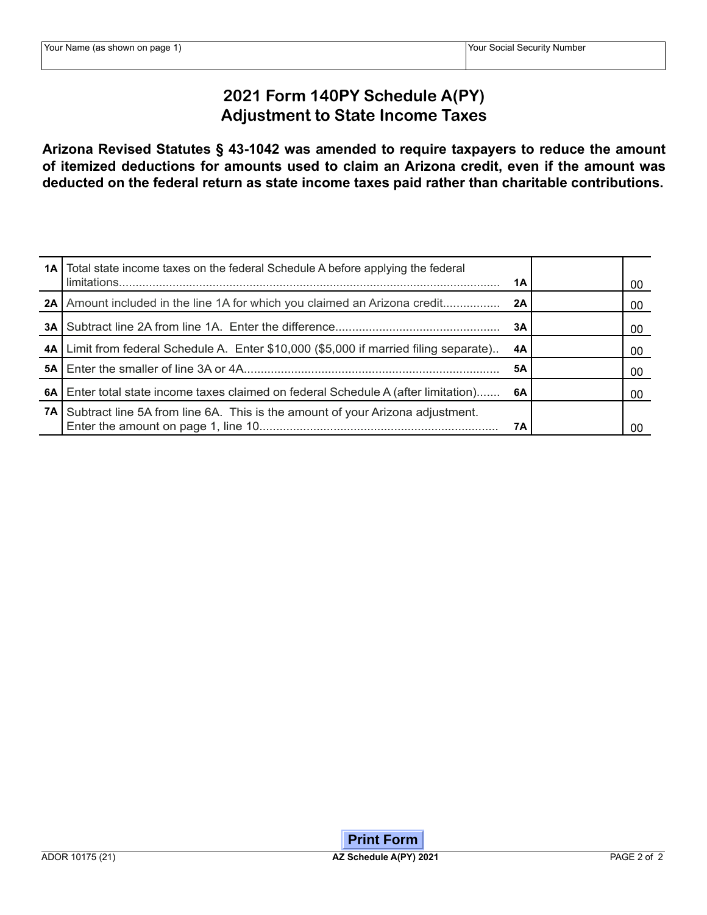| Your Name (as shown on page 1) | Your Social Security Number |
| --- | --- |
| | |

# 2021 Form 140PY Schedule A(PY)
## Adjustment to State Income Taxes

**Arizona Revised Statutes § 43-1042 was amended to require taxpayers to reduce the amount of itemized deductions for amounts used to claim an Arizona credit, even if the amount was deducted on the federal return as state income taxes paid rather than charitable contributions.**

| | | | | |
| --- | --- | --- | --- | --- |
| 1A | Total state income taxes on the federal Schedule A before applying the federal limitations | 1A | | 00 |
| 2A | Amount included in the line 1A for which you claimed an Arizona credit | 2A | | 00 |
| 3A | Subtract line 2A from line 1A. Enter the difference | 3A | | 00 |
| 4A | Limit from federal Schedule A. Enter $10,000 ($5,000 if married filing separate) | 4A | | 00 |
| 5A | Enter the smaller of line 3A or 4A | 5A | | 00 |
| 6A | Enter total state income taxes claimed on federal Schedule A (after limitation) | 6A | | 00 |
| 7A | Subtract line 5A from line 6A. This is the amount of your Arizona adjustment. Enter the amount on page 1, line 10 | 7A | | 00 |

ADOR 10175 (21) AZ Schedule A(PY) 2021